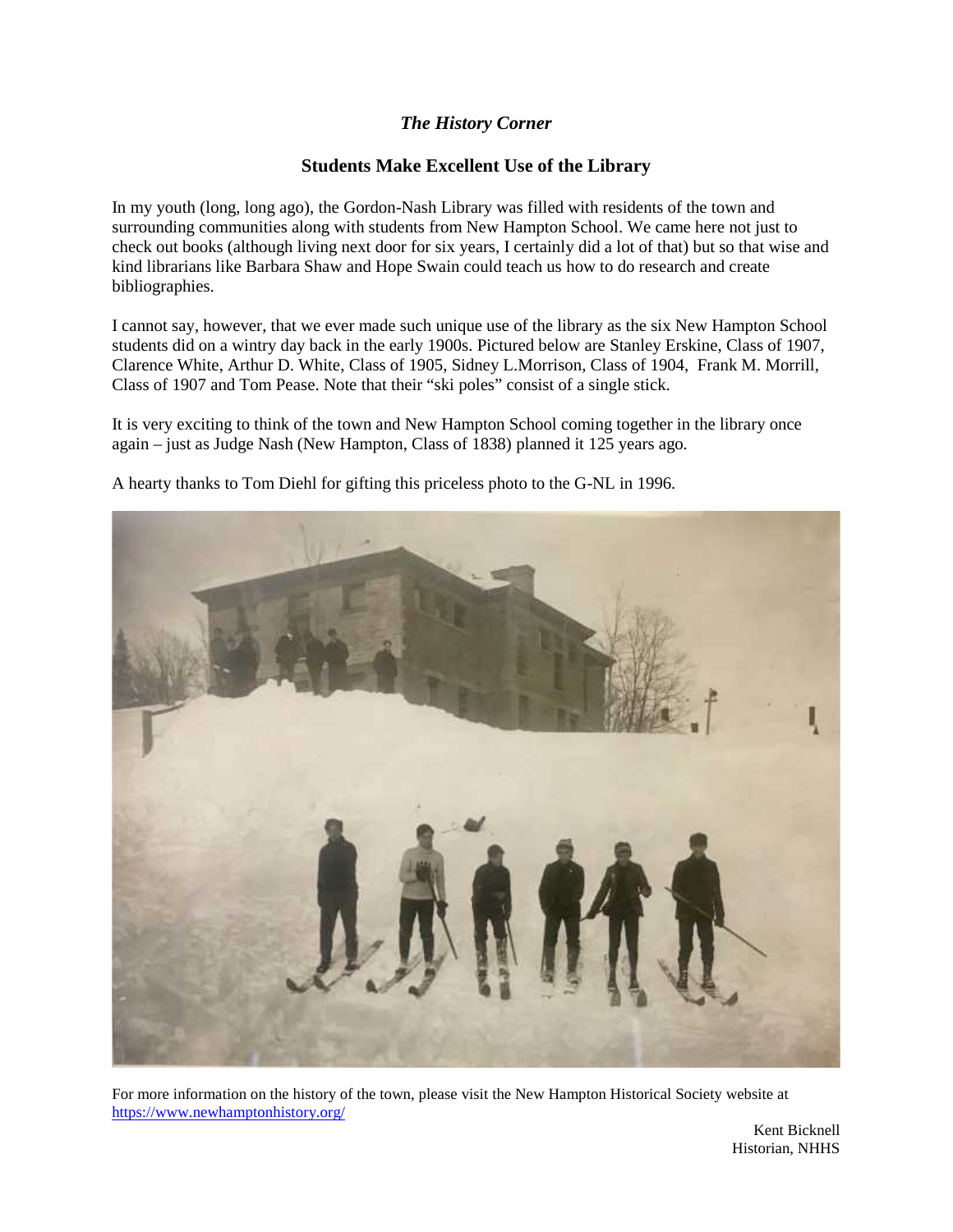# *The History Corner*

## Students Make Excellent Use of the Library

In my youth (long, long ago), the Gordon-Nash Library was filled with residents of the town and surrounding communities along with students from New Hampton School. We came here not just to check out books (although living next door for six years, I certainly did a lot of that) but so that wise and kind librarians like Barbara Shaw and Hope Swain could teach us how to do research and create bibliographies.

I cannot say, however, that we ever made such unique use of the library as the six New Hampton School students did on a wintry day back in the early 1900s. Pictured below are Stanley Erskine, Class of 1907, Clarence White, Arthur D. White, Class of 1905, Sidney L.Morrison, Class of 1904, Frank M. Morrill, Class of 1907 and Tom Pease. Note that their "ski poles" consist of a single stick.

It is very exciting to think of the town and New Hampton School coming together in the library once again – just as Judge Nash (New Hampton, Class of 1838) planned it 125 years ago.

A hearty thanks to Tom Diehl for gifting this priceless photo to the G-NL in 1996.

For more information on the history of the town, please visit the New Hampton Historical Society website at https://www.newhamptonhistory.org/

Kent Bicknell
Historian, NHHS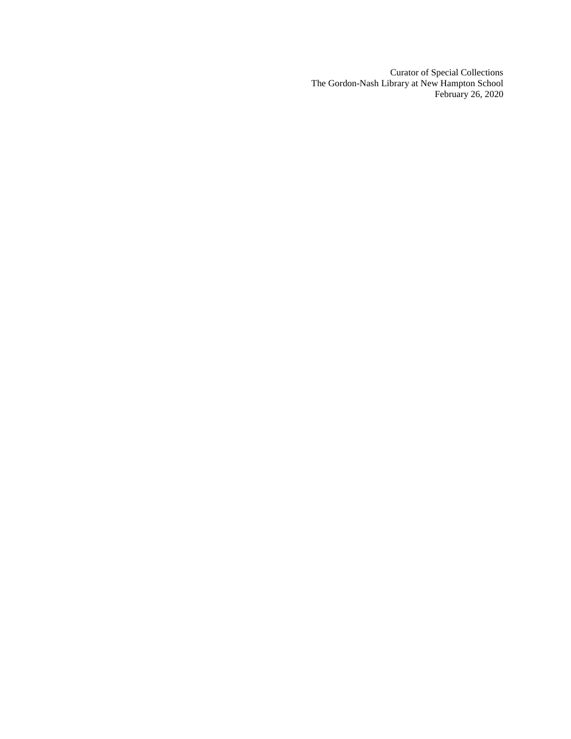Curator of Special Collections
The Gordon-Nash Library at New Hampton School
February 26, 2020